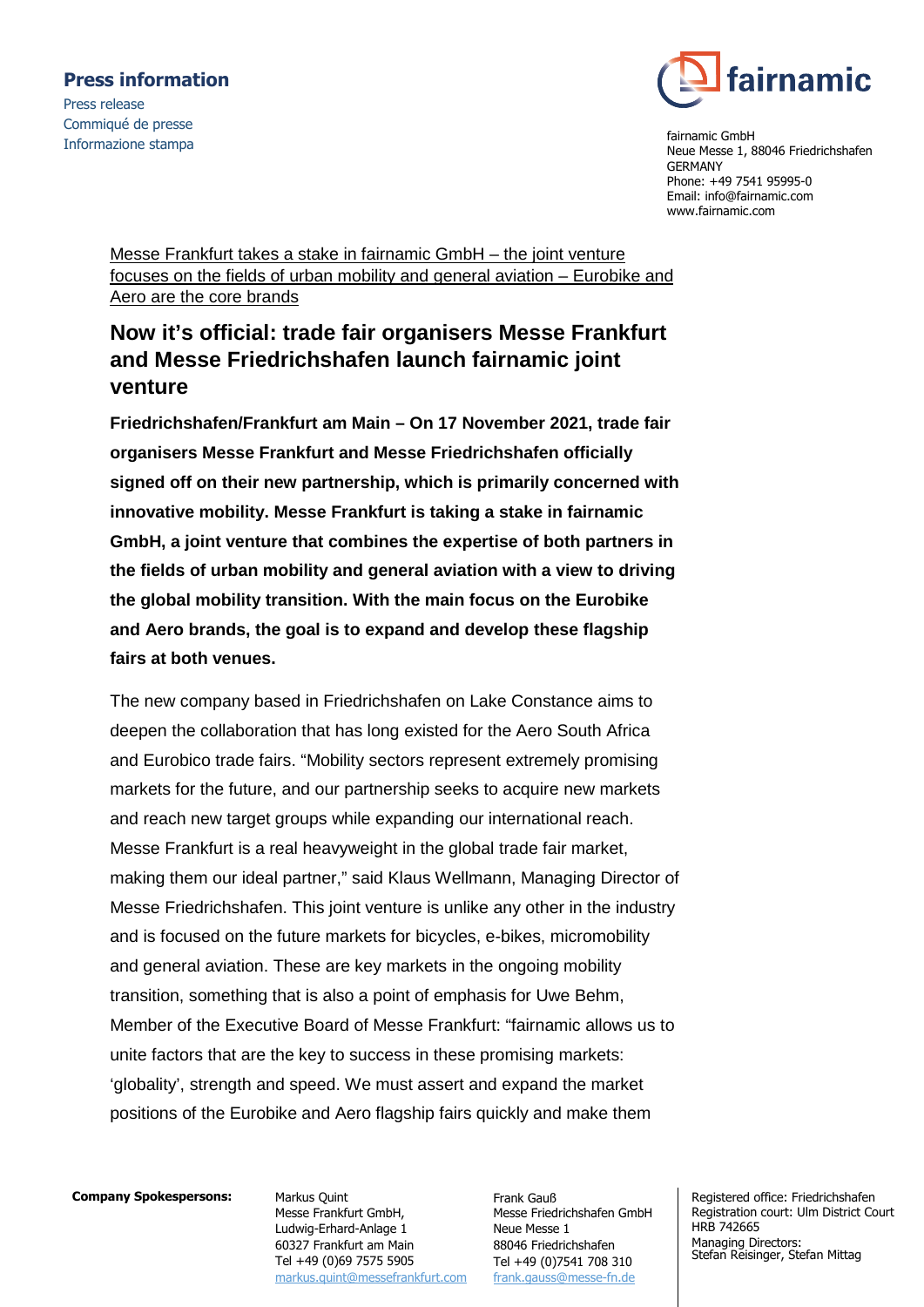**Press information**

Press release
Commiqué de presse
Informazione stampa

fairnamic GmbH
Neue Messe 1, 88046 Friedrichshafen
GERMANY
Phone: +49 7541 95995-0
Email: info@fairnamic.com
www.fairnamic.com

Messe Frankfurt takes a stake in fairnamic GmbH – the joint venture focuses on the fields of urban mobility and general aviation – Eurobike and Aero are the core brands

# Now it's official: trade fair organisers Messe Frankfurt and Messe Friedrichshafen launch fairnamic joint venture

**Friedrichshafen/Frankfurt am Main – On 17 November 2021, trade fair organisers Messe Frankfurt and Messe Friedrichshafen officially signed off on their new partnership, which is primarily concerned with innovative mobility. Messe Frankfurt is taking a stake in fairnamic GmbH, a joint venture that combines the expertise of both partners in the fields of urban mobility and general aviation with a view to driving the global mobility transition. With the main focus on the Eurobike and Aero brands, the goal is to expand and develop these flagship fairs at both venues.**

The new company based in Friedrichshafen on Lake Constance aims to deepen the collaboration that has long existed for the Aero South Africa and Eurobico trade fairs. "Mobility sectors represent extremely promising markets for the future, and our partnership seeks to acquire new markets and reach new target groups while expanding our international reach. Messe Frankfurt is a real heavyweight in the global trade fair market, making them our ideal partner," said Klaus Wellmann, Managing Director of Messe Friedrichshafen. This joint venture is unlike any other in the industry and is focused on the future markets for bicycles, e-bikes, micromobility and general aviation. These are key markets in the ongoing mobility transition, something that is also a point of emphasis for Uwe Behm, Member of the Executive Board of Messe Frankfurt: "fairnamic allows us to unite factors that are the key to success in these promising markets: 'globality', strength and speed. We must assert and expand the market positions of the Eurobike and Aero flagship fairs quickly and make them

**Company Spokespersons:**

Markus Quint
Messe Frankfurt GmbH,
Ludwig-Erhard-Anlage 1
60327 Frankfurt am Main
Tel +49 (0)69 7575 5905
markus.quint@messefrankfurt.com

Frank Gauß
Messe Friedrichshafen GmbH
Neue Messe 1
88046 Friedrichshafen
Tel +49 (0)7541 708 310
frank.gauss@messe-fn.de

Registered office: Friedrichshafen
Registration court: Ulm District Court
HRB 742665
Managing Directors:
Stefan Reisinger, Stefan Mittag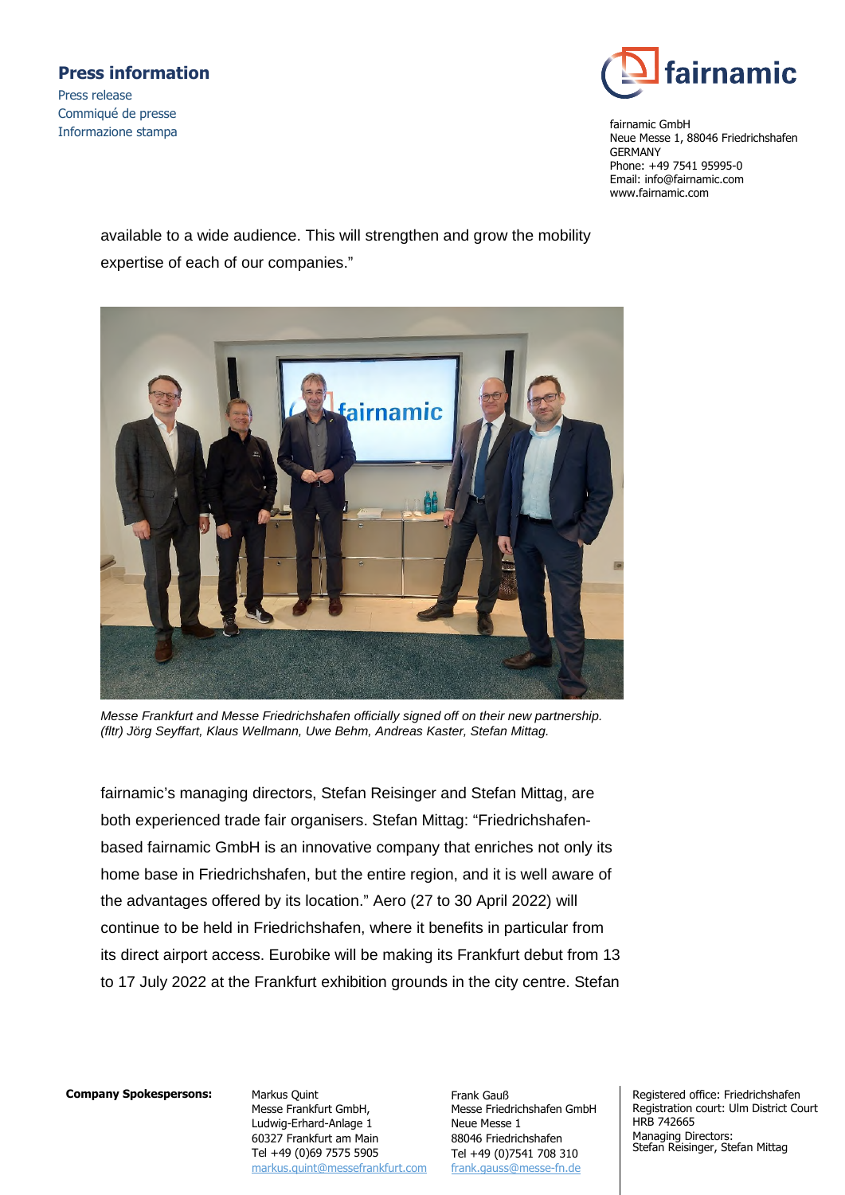available to a wide audience. This will strengthen and grow the mobility expertise of each of our companies."

*Messe Frankfurt and Messe Friedrichshafen officially signed off on their new partnership. (fltr) Jörg Seyffart, Klaus Wellmann, Uwe Behm, Andreas Kaster, Stefan Mittag.*

fairnamic's managing directors, Stefan Reisinger and Stefan Mittag, are both experienced trade fair organisers. Stefan Mittag: "Friedrichshafen-based fairnamic GmbH is an innovative company that enriches not only its home base in Friedrichshafen, but the entire region, and it is well aware of the advantages offered by its location." Aero (27 to 30 April 2022) will continue to be held in Friedrichshafen, where it benefits in particular from its direct airport access. Eurobike will be making its Frankfurt debut from 13 to 17 July 2022 at the Frankfurt exhibition grounds in the city centre. Stefan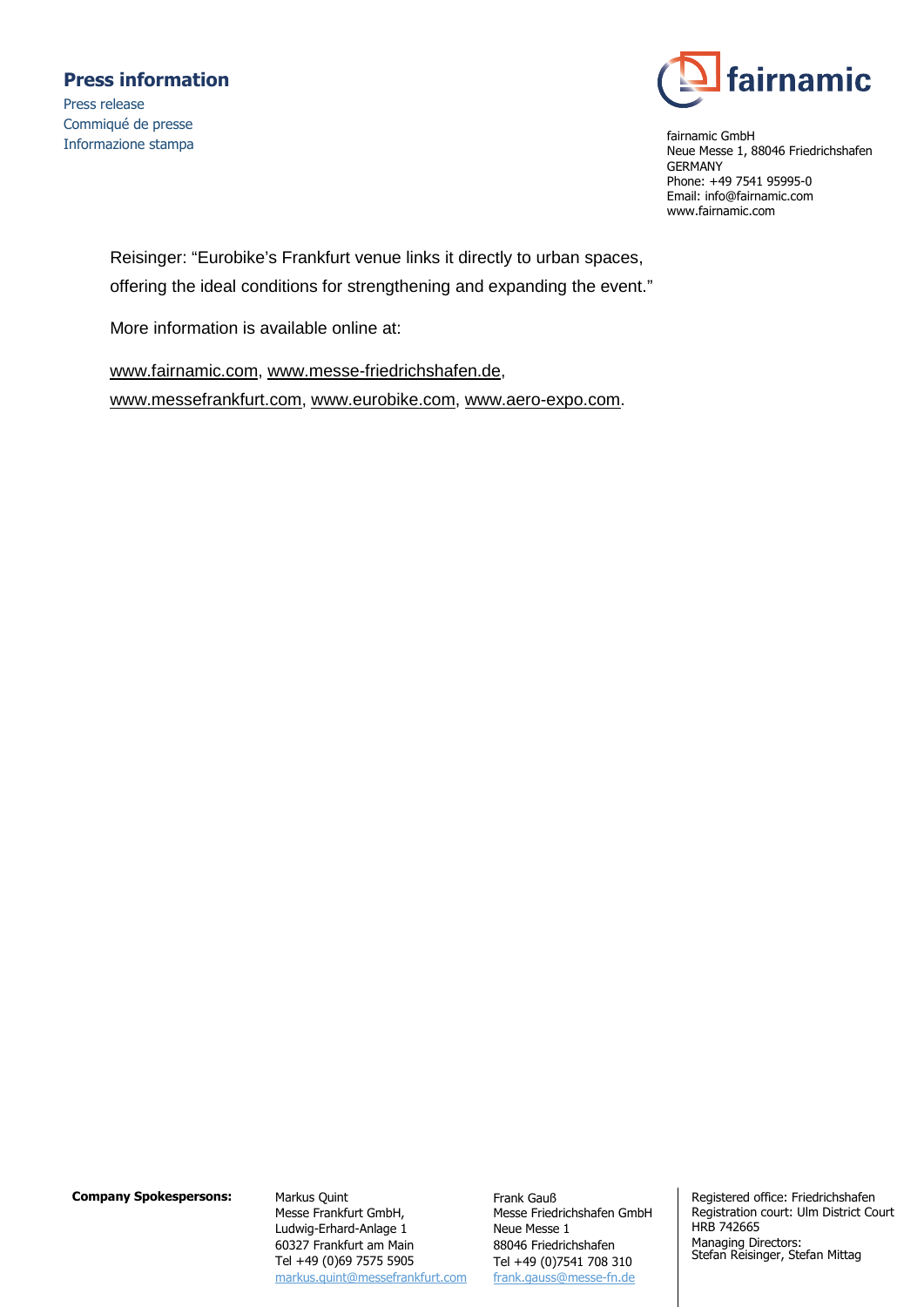**Press information**

Press release
Commiqué de presse
Informazione stampa

fairnamic GmbH
Neue Messe 1, 88046 Friedrichshafen
GERMANY
Phone: +49 7541 95995-0
Email: info@fairnamic.com
www.fairnamic.com

Reisinger: "Eurobike's Frankfurt venue links it directly to urban spaces, offering the ideal conditions for strengthening and expanding the event."

More information is available online at:

www.fairnamic.com, www.messe-friedrichshafen.de, www.messefrankfurt.com, www.eurobike.com, www.aero-expo.com.

**Company Spokespersons:**

Markus Quint
Messe Frankfurt GmbH,
Ludwig-Erhard-Anlage 1
60327 Frankfurt am Main
Tel +49 (0)69 7575 5905
markus.quint@messefrankfurt.com

Frank Gauß
Messe Friedrichshafen GmbH
Neue Messe 1
88046 Friedrichshafen
Tel +49 (0)7541 708 310
frank.gauss@messe-fn.de

Registered office: Friedrichshafen
Registration court: Ulm District Court
HRB 742665
Managing Directors:
Stefan Reisinger, Stefan Mittag